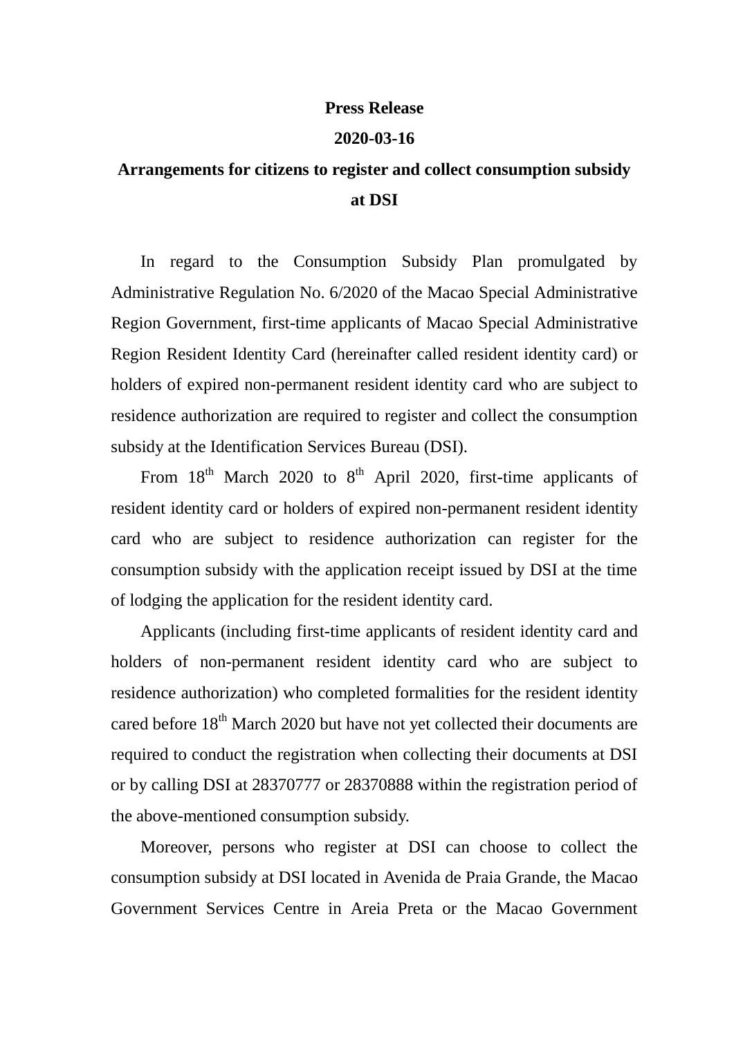**Press Release**

**2020-03-16**

# Arrangements for citizens to register and collect consumption subsidy at DSI

In regard to the Consumption Subsidy Plan promulgated by Administrative Regulation No. 6/2020 of the Macao Special Administrative Region Government, first-time applicants of Macao Special Administrative Region Resident Identity Card (hereinafter called resident identity card) or holders of expired non-permanent resident identity card who are subject to residence authorization are required to register and collect the consumption subsidy at the Identification Services Bureau (DSI).

From 18th March 2020 to 8th April 2020, first-time applicants of resident identity card or holders of expired non-permanent resident identity card who are subject to residence authorization can register for the consumption subsidy with the application receipt issued by DSI at the time of lodging the application for the resident identity card.

Applicants (including first-time applicants of resident identity card and holders of non-permanent resident identity card who are subject to residence authorization) who completed formalities for the resident identity cared before 18th March 2020 but have not yet collected their documents are required to conduct the registration when collecting their documents at DSI or by calling DSI at 28370777 or 28370888 within the registration period of the above-mentioned consumption subsidy.

Moreover, persons who register at DSI can choose to collect the consumption subsidy at DSI located in Avenida de Praia Grande, the Macao Government Services Centre in Areia Preta or the Macao Government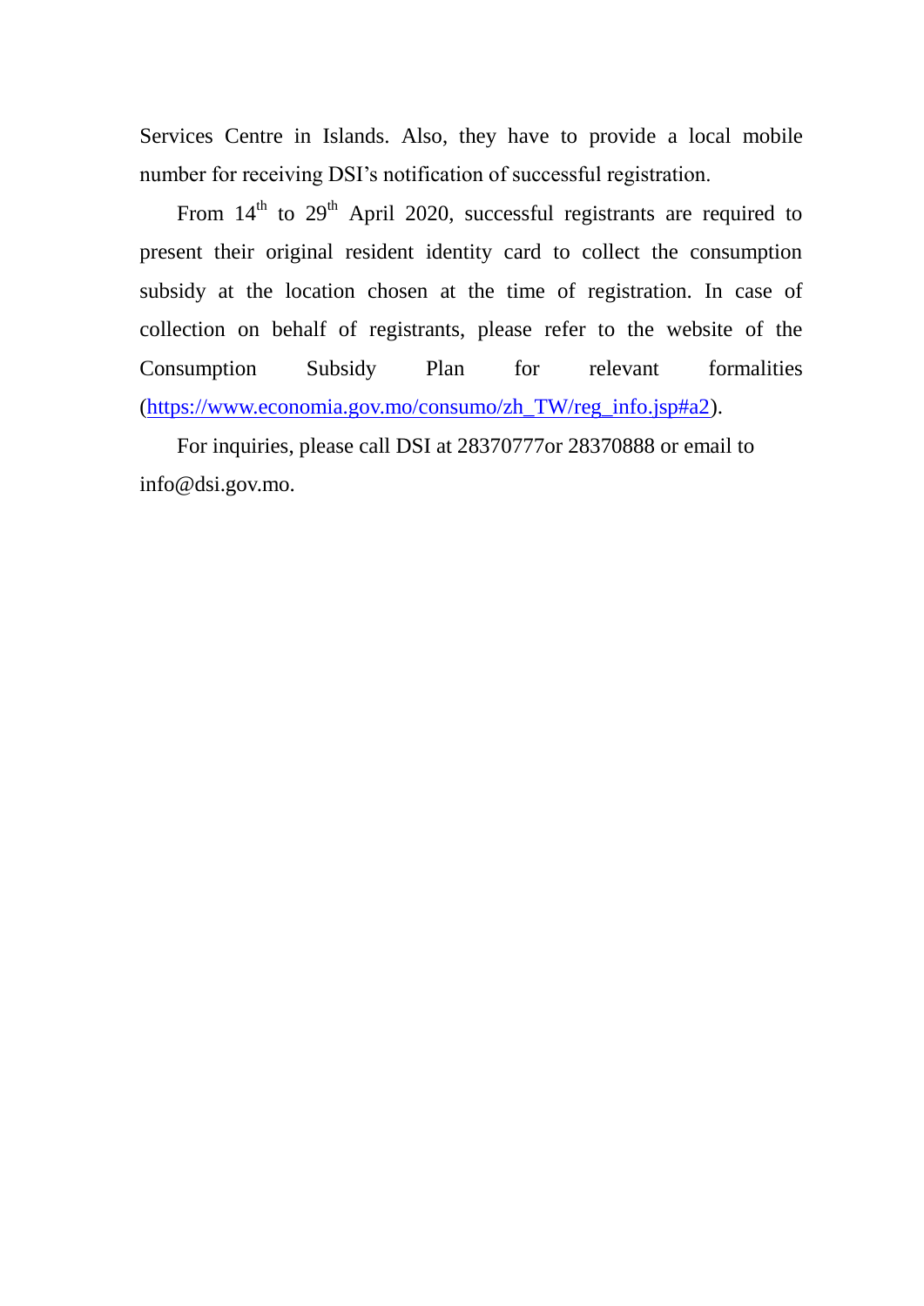Services Centre in Islands. Also, they have to provide a local mobile number for receiving DSI's notification of successful registration.

From 14th to 29th April 2020, successful registrants are required to present their original resident identity card to collect the consumption subsidy at the location chosen at the time of registration. In case of collection on behalf of registrants, please refer to the website of the Consumption Subsidy Plan for relevant formalities (https://www.economia.gov.mo/consumo/zh_TW/reg_info.jsp#a2).

For inquiries, please call DSI at 28370777or 28370888 or email to info@dsi.gov.mo.